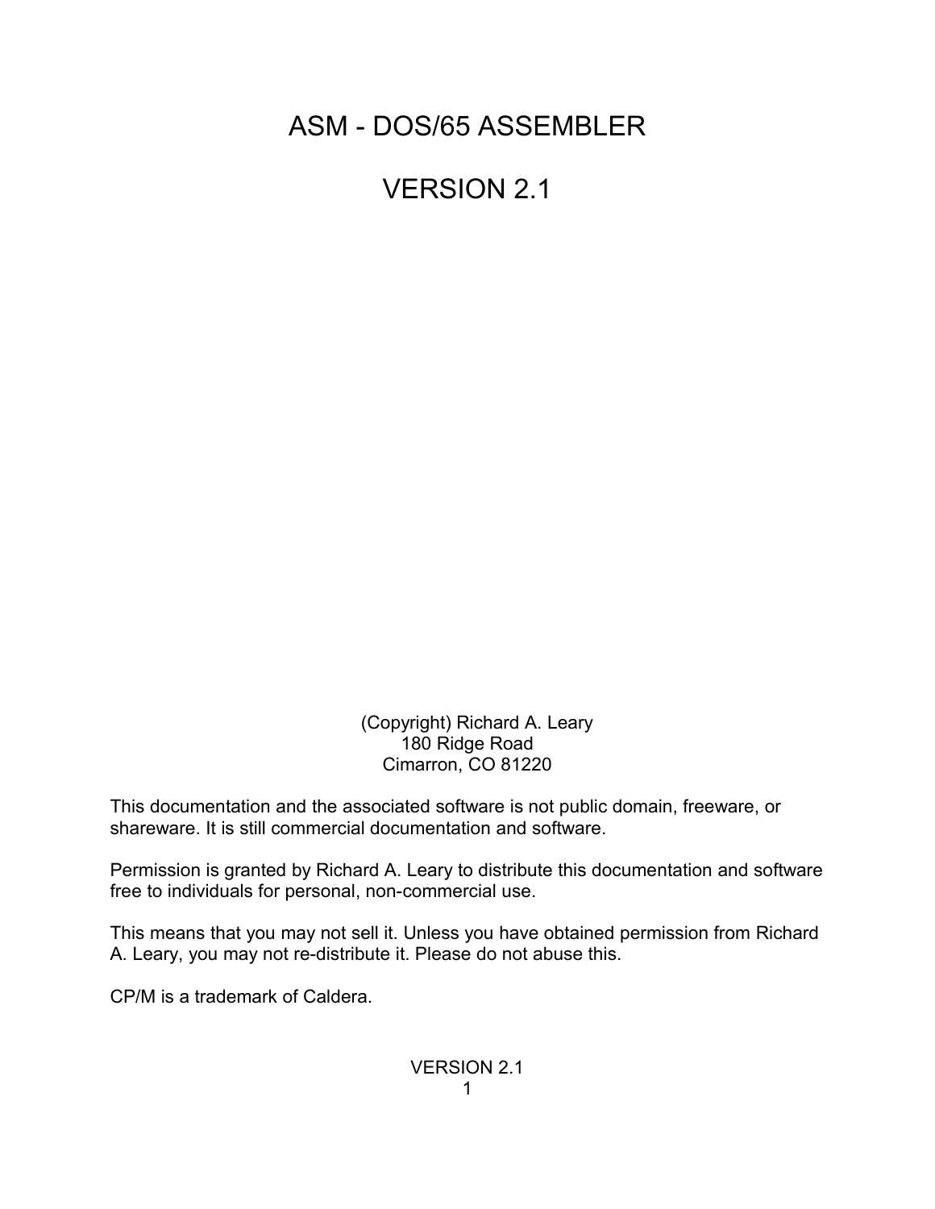# ASM - DOS/65 ASSEMBLER

# VERSION 2.1

(Copyright) Richard A. Leary
180 Ridge Road
Cimarron, CO 81220

This documentation and the associated software is not public domain, freeware, or shareware. It is still commercial documentation and software.

Permission is granted by Richard A. Leary to distribute this documentation and software free to individuals for personal, non-commercial use.

This means that you may not sell it. Unless you have obtained permission from Richard A. Leary, you may not re-distribute it. Please do not abuse this.

CP/M is a trademark of Caldera.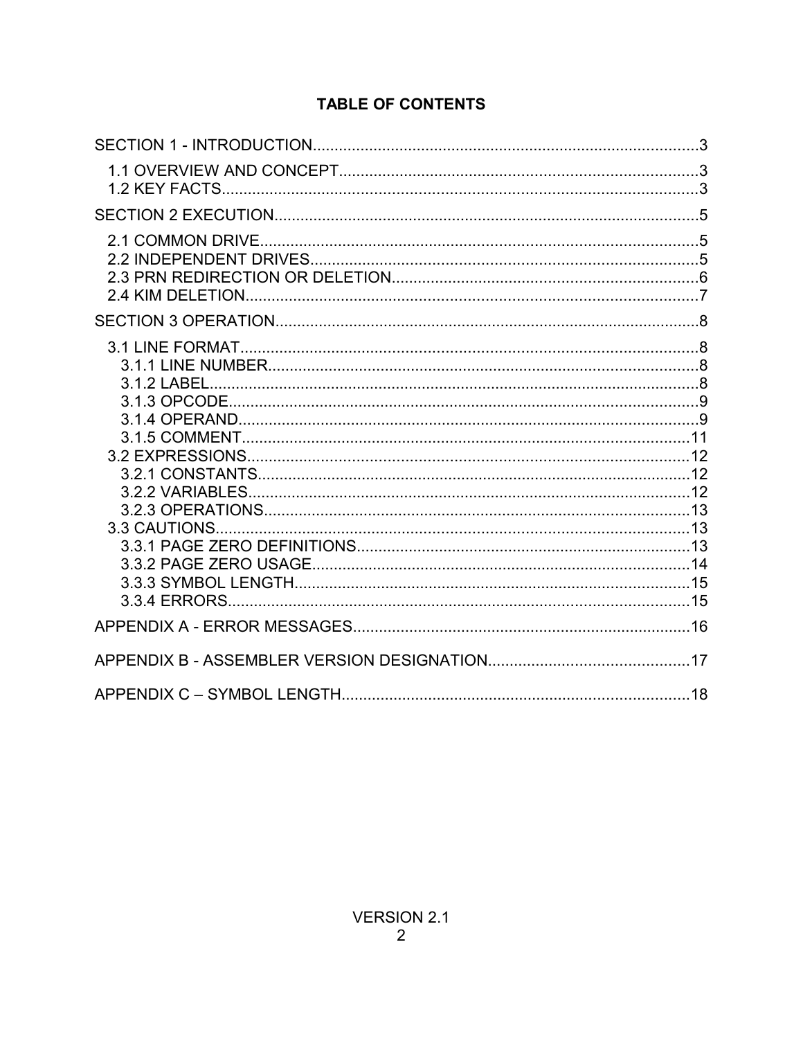# TABLE OF CONTENTS

SECTION 1 - INTRODUCTION........................................................................................3

- 1.1 OVERVIEW AND CONCEPT..................................................................................3
- 1.2 KEY FACTS.............................................................................................................3

SECTION 2 EXECUTION.................................................................................................5

- 2.1 COMMON DRIVE....................................................................................................5
- 2.2 INDEPENDENT DRIVES........................................................................................5
- 2.3 PRN REDIRECTION OR DELETION......................................................................6
- 2.4 KIM DELETION.......................................................................................................7

SECTION 3 OPERATION.................................................................................................8

- 3.1 LINE FORMAT.........................................................................................................8
  - 3.1.1 LINE NUMBER..................................................................................................8
  - 3.1.2 LABEL................................................................................................................8
  - 3.1.3 OPCODE............................................................................................................9
  - 3.1.4 OPERAND..........................................................................................................9
  - 3.1.5 COMMENT.......................................................................................................11
- 3.2 EXPRESSIONS.....................................................................................................12
  - 3.2.1 CONSTANTS....................................................................................................12
  - 3.2.2 VARIABLES......................................................................................................12
  - 3.2.3 OPERATIONS...................................................................................................13
- 3.3 CAUTIONS.............................................................................................................13
  - 3.3.1 PAGE ZERO DEFINITIONS.............................................................................13
  - 3.3.2 PAGE ZERO USAGE.......................................................................................14
  - 3.3.3 SYMBOL LENGTH...........................................................................................15
  - 3.3.4 ERRORS..........................................................................................................15

APPENDIX A - ERROR MESSAGES.............................................................................16

APPENDIX B - ASSEMBLER VERSION DESIGNATION..............................................17

APPENDIX C – SYMBOL LENGTH................................................................................18

VERSION 2.1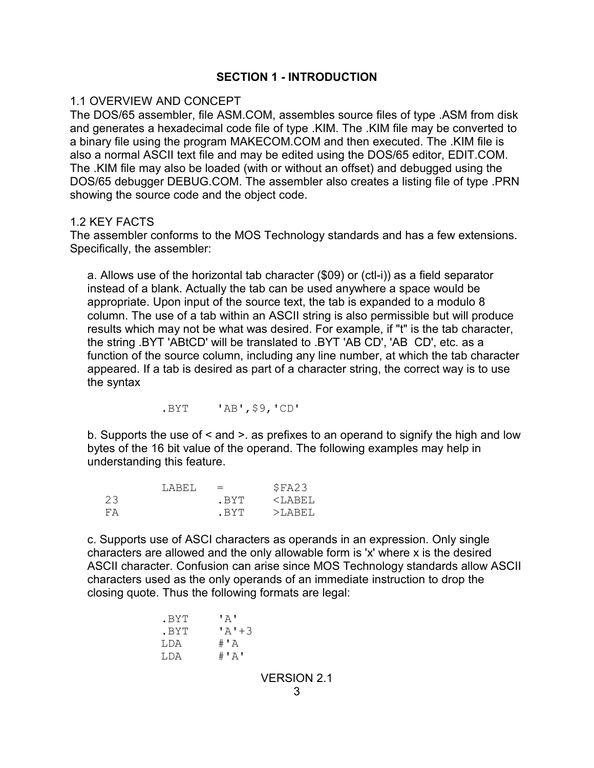# SECTION 1 - INTRODUCTION

## 1.1 OVERVIEW AND CONCEPT

The DOS/65 assembler, file ASM.COM, assembles source files of type .ASM from disk and generates a hexadecimal code file of type .KIM. The .KIM file may be converted to a binary file using the program MAKECOM.COM and then executed. The .KIM file is also a normal ASCII text file and may be edited using the DOS/65 editor, EDIT.COM. The .KIM file may also be loaded (with or without an offset) and debugged using the DOS/65 debugger DEBUG.COM. The assembler also creates a listing file of type .PRN showing the source code and the object code.

## 1.2 KEY FACTS

The assembler conforms to the MOS Technology standards and has a few extensions. Specifically, the assembler:

a. Allows use of the horizontal tab character ($09) or (ctl-i)) as a field separator instead of a blank. Actually the tab can be used anywhere a space would be appropriate. Upon input of the source text, the tab is expanded to a modulo 8 column. The use of a tab within an ASCII string is also permissible but will produce results which may not be what was desired. For example, if "t" is the tab character, the string .BYT 'ABtCD' will be translated to .BYT 'AB CD', 'AB  CD', etc. as a function of the source column, including any line number, at which the tab character appeared. If a tab is desired as part of a character string, the correct way is to use the syntax

```
          .BYT    'AB',$9,'CD'
```

b. Supports the use of < and >. as prefixes to an operand to signify the high and low bytes of the 16 bit value of the operand. The following examples may help in understanding this feature.

```
          LABEL   =       $FA23
 23               .BYT    <LABEL
 FA               .BYT    >LABEL
```

c. Supports use of ASCI characters as operands in an expression. Only single characters are allowed and the only allowable form is 'x' where x is the desired ASCII character. Confusion can arise since MOS Technology standards allow ASCII characters used as the only operands of an immediate instruction to drop the closing quote. Thus the following formats are legal:

```
          .BYT    'A'
          .BYT    'A'+3
          LDA     #'A
          LDA     #'A'
```

VERSION 2.1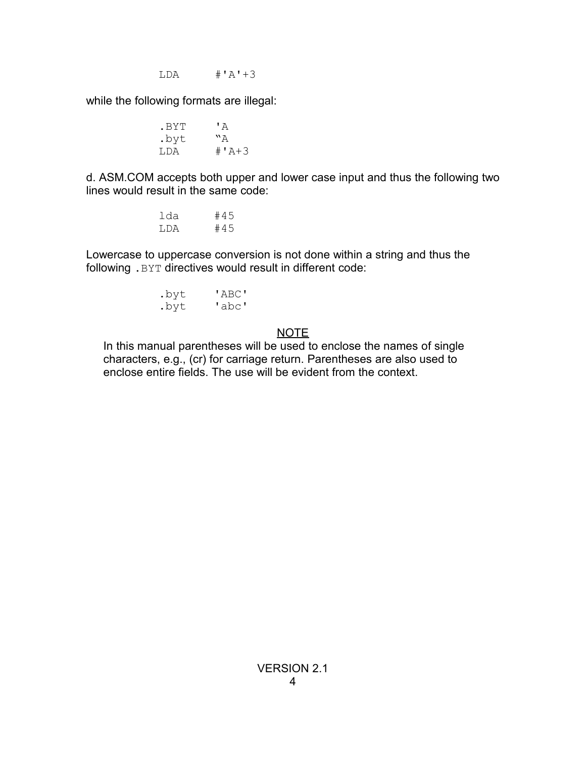```
        LDA     #'A'+3
```

while the following formats are illegal:

```
        .BYT    'A
        .byt    "A
        LDA     #'A+3
```

d. ASM.COM accepts both upper and lower case input and thus the following two lines would result in the same code:

```
        lda     #45
        LDA     #45
```

Lowercase to uppercase conversion is not done within a string and thus the following `.BYT` directives would result in different code:

```
        .byt    'ABC'
        .byt    'abc'
```

<u>NOTE</u>

In this manual parentheses will be used to enclose the names of single characters, e.g., (cr) for carriage return. Parentheses are also used to enclose entire fields. The use will be evident from the context.

VERSION 2.1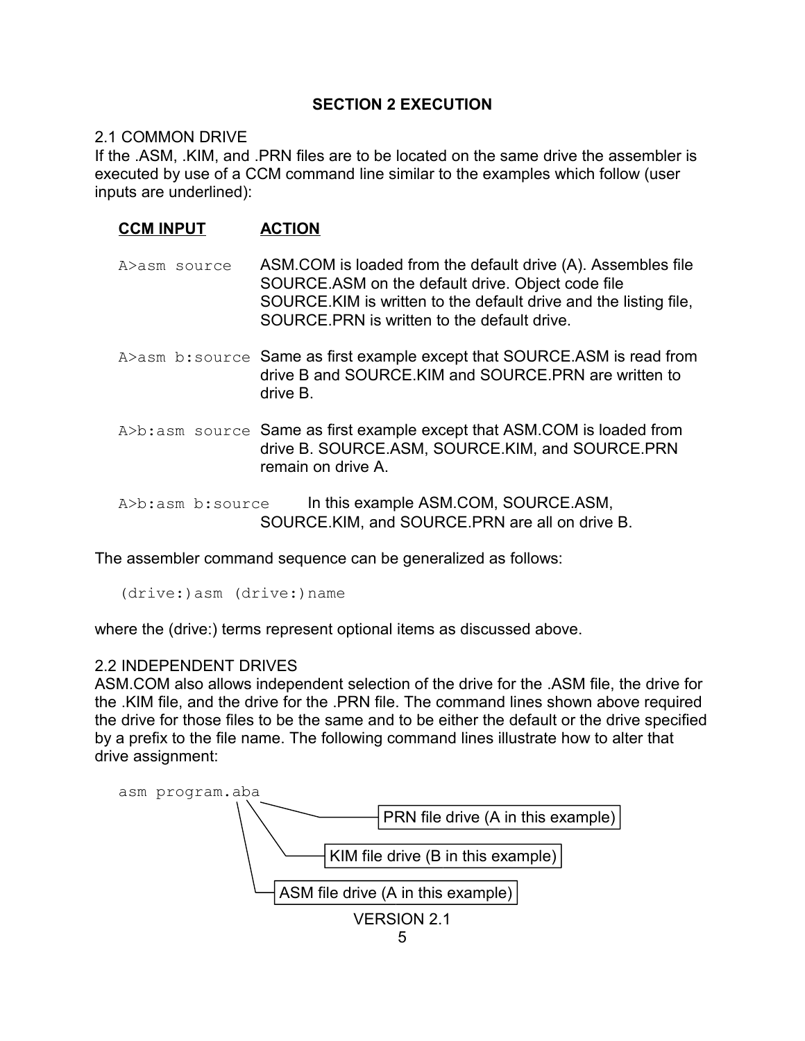## SECTION 2 EXECUTION

### 2.1 COMMON DRIVE

If the .ASM, .KIM, and .PRN files are to be located on the same drive the assembler is executed by use of a CCM command line similar to the examples which follow (user inputs are underlined):

| CCM INPUT | ACTION |
|---|---|
| `A>asm source` | ASM.COM is loaded from the default drive (A). Assembles file SOURCE.ASM on the default drive. Object code file SOURCE.KIM is written to the default drive and the listing file, SOURCE.PRN is written to the default drive. |
| `A>asm b:source` | Same as first example except that SOURCE.ASM is read from drive B and SOURCE.KIM and SOURCE.PRN are written to drive B. |
| `A>b:asm source` | Same as first example except that ASM.COM is loaded from drive B. SOURCE.ASM, SOURCE.KIM, and SOURCE.PRN remain on drive A. |
| `A>b:asm b:source` | In this example ASM.COM, SOURCE.ASM, SOURCE.KIM, and SOURCE.PRN are all on drive B. |

The assembler command sequence can be generalized as follows:

```
(drive:)asm (drive:)name
```

where the (drive:) terms represent optional items as discussed above.

### 2.2 INDEPENDENT DRIVES

ASM.COM also allows independent selection of the drive for the .ASM file, the drive for the .KIM file, and the drive for the .PRN file. The command lines shown above required the drive for those files to be the same and to be either the default or the drive specified by a prefix to the file name. The following command lines illustrate how to alter that drive assignment:

```
asm program.aba
```

- PRN file drive (A in this example)
- KIM file drive (B in this example)
- ASM file drive (A in this example)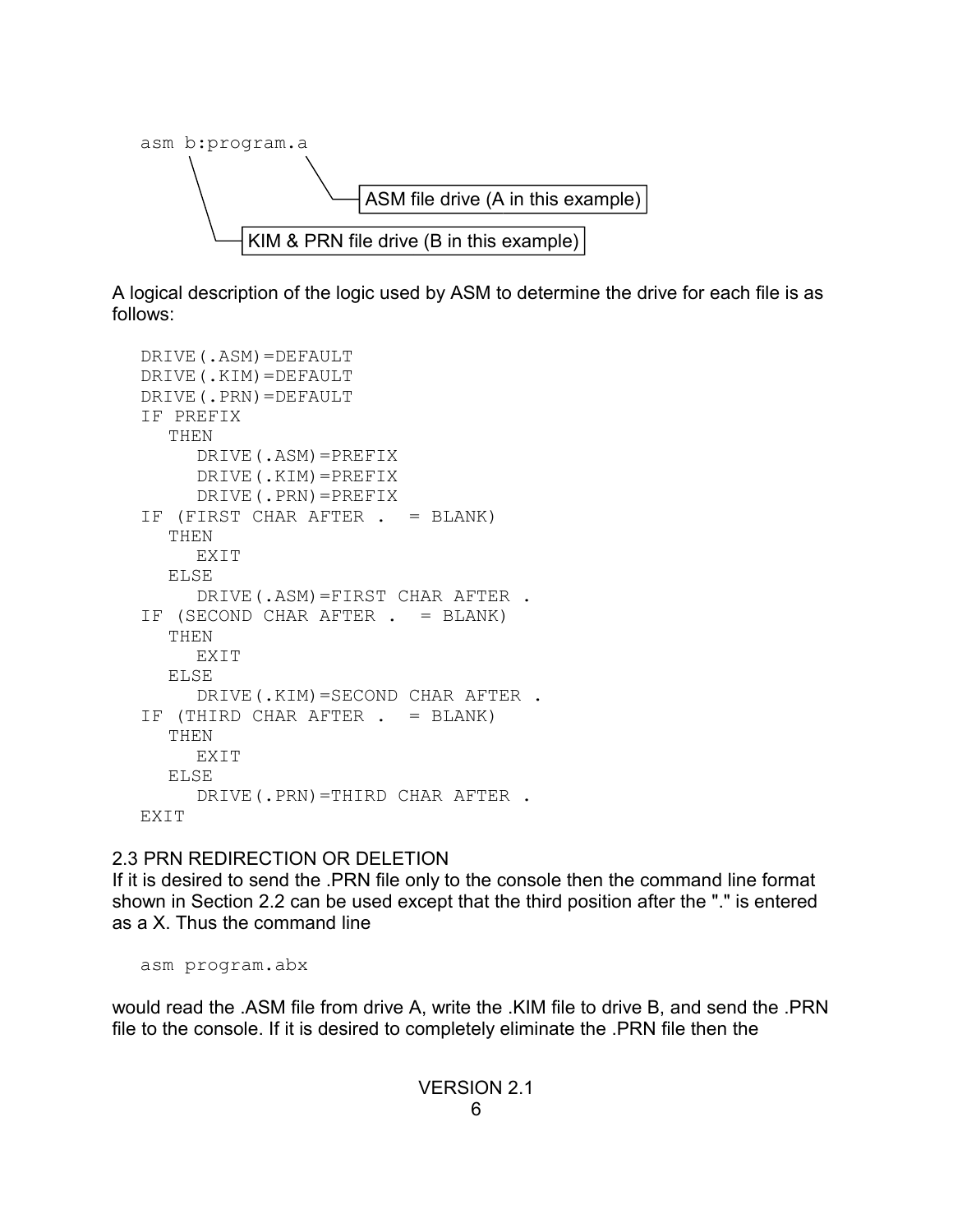```
asm b:program.a
```

- ASM file drive (A in this example)
- KIM & PRN file drive (B in this example)

A logical description of the logic used by ASM to determine the drive for each file is as follows:

```
DRIVE(.ASM)=DEFAULT
DRIVE(.KIM)=DEFAULT
DRIVE(.PRN)=DEFAULT
IF PREFIX
   THEN
      DRIVE(.ASM)=PREFIX
      DRIVE(.KIM)=PREFIX
      DRIVE(.PRN)=PREFIX
IF (FIRST CHAR AFTER .  = BLANK)
   THEN
      EXIT
   ELSE
      DRIVE(.ASM)=FIRST CHAR AFTER .
IF (SECOND CHAR AFTER .  = BLANK)
   THEN
      EXIT
   ELSE
      DRIVE(.KIM)=SECOND CHAR AFTER .
IF (THIRD CHAR AFTER .  = BLANK)
   THEN
      EXIT
   ELSE
      DRIVE(.PRN)=THIRD CHAR AFTER .
EXIT
```

## 2.3 PRN REDIRECTION OR DELETION

If it is desired to send the .PRN file only to the console then the command line format shown in Section 2.2 can be used except that the third position after the "." is entered as a X. Thus the command line

```
asm program.abx
```

would read the .ASM file from drive A, write the .KIM file to drive B, and send the .PRN file to the console. If it is desired to completely eliminate the .PRN file then the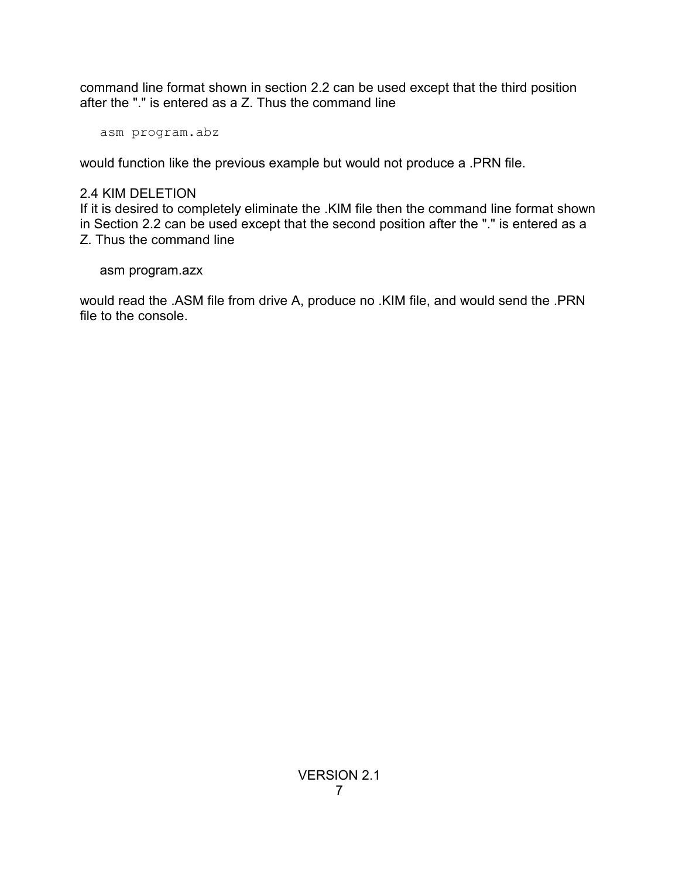command line format shown in section 2.2 can be used except that the third position after the "." is entered as a Z. Thus the command line

```
asm program.abz
```

would function like the previous example but would not produce a .PRN file.

## 2.4 KIM DELETION

If it is desired to completely eliminate the .KIM file then the command line format shown in Section 2.2 can be used except that the second position after the "." is entered as a Z. Thus the command line

```
asm program.azx
```

would read the .ASM file from drive A, produce no .KIM file, and would send the .PRN file to the console.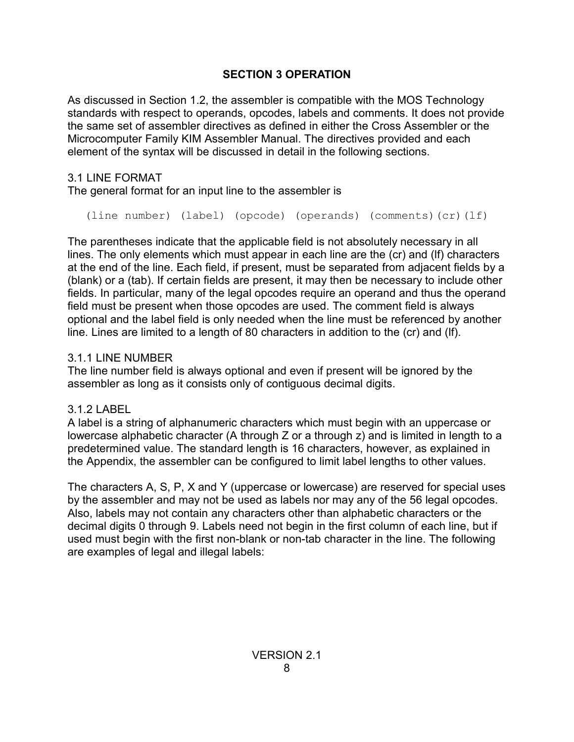# SECTION 3 OPERATION

As discussed in Section 1.2, the assembler is compatible with the MOS Technology standards with respect to operands, opcodes, labels and comments. It does not provide the same set of assembler directives as defined in either the Cross Assembler or the Microcomputer Family KIM Assembler Manual. The directives provided and each element of the syntax will be discussed in detail in the following sections.

## 3.1 LINE FORMAT

The general format for an input line to the assembler is

```
(line number) (label) (opcode) (operands) (comments)(cr)(lf)
```

The parentheses indicate that the applicable field is not absolutely necessary in all lines. The only elements which must appear in each line are the (cr) and (lf) characters at the end of the line. Each field, if present, must be separated from adjacent fields by a (blank) or a (tab). If certain fields are present, it may then be necessary to include other fields. In particular, many of the legal opcodes require an operand and thus the operand field must be present when those opcodes are used. The comment field is always optional and the label field is only needed when the line must be referenced by another line. Lines are limited to a length of 80 characters in addition to the (cr) and (lf).

### 3.1.1 LINE NUMBER

The line number field is always optional and even if present will be ignored by the assembler as long as it consists only of contiguous decimal digits.

### 3.1.2 LABEL

A label is a string of alphanumeric characters which must begin with an uppercase or lowercase alphabetic character (A through Z or a through z) and is limited in length to a predetermined value. The standard length is 16 characters, however, as explained in the Appendix, the assembler can be configured to limit label lengths to other values.

The characters A, S, P, X and Y (uppercase or lowercase) are reserved for special uses by the assembler and may not be used as labels nor may any of the 56 legal opcodes. Also, labels may not contain any characters other than alphabetic characters or the decimal digits 0 through 9. Labels need not begin in the first column of each line, but if used must begin with the first non-blank or non-tab character in the line. The following are examples of legal and illegal labels: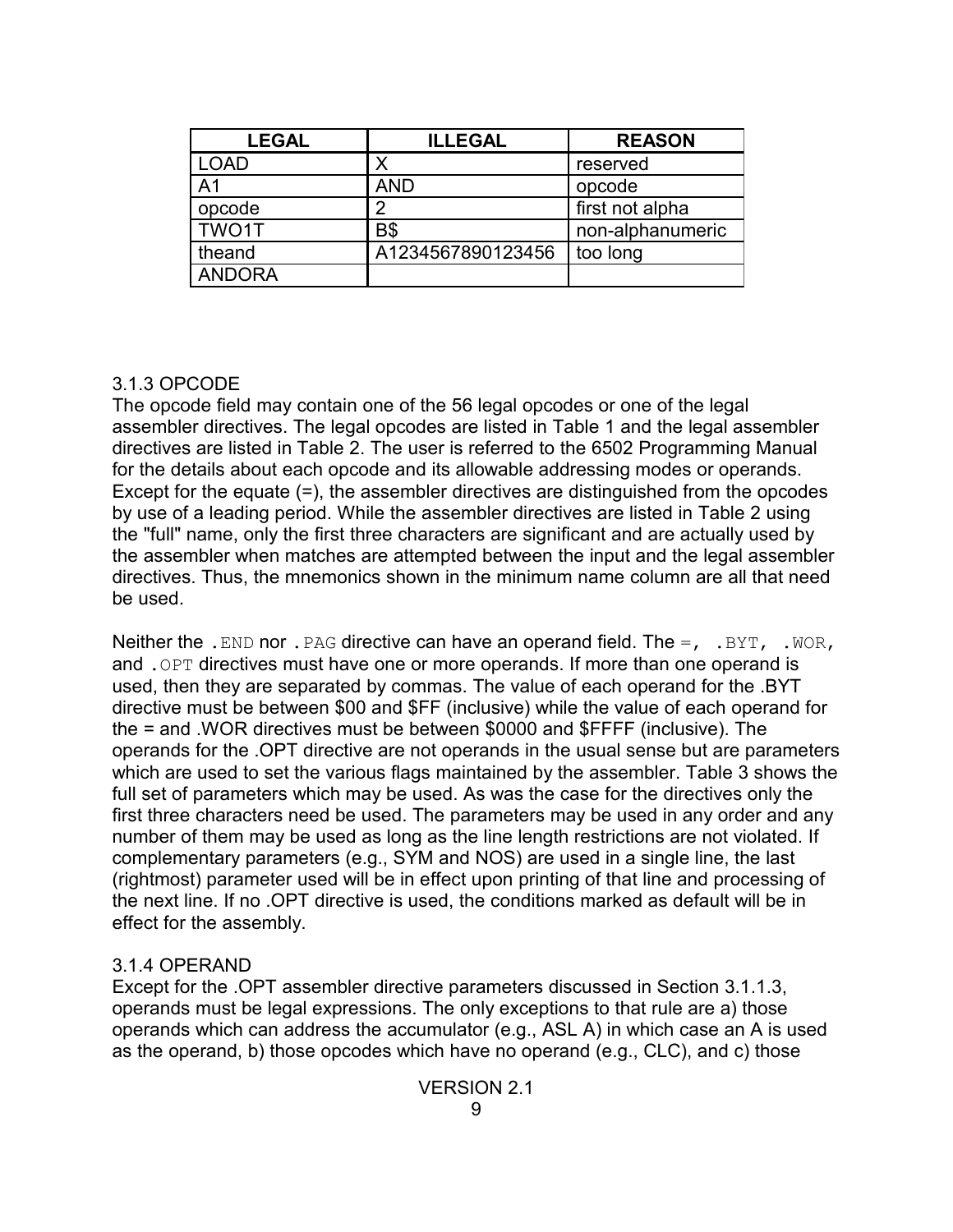| LEGAL | ILLEGAL | REASON |
|---|---|---|
| LOAD | X | reserved |
| A1 | AND | opcode |
| opcode | 2 | first not alpha |
| TWO1T | B$ | non-alphanumeric |
| theand | A1234567890123456 | too long |
| ANDORA | | |

### 3.1.3 OPCODE

The opcode field may contain one of the 56 legal opcodes or one of the legal assembler directives. The legal opcodes are listed in Table 1 and the legal assembler directives are listed in Table 2. The user is referred to the 6502 Programming Manual for the details about each opcode and its allowable addressing modes or operands. Except for the equate (=), the assembler directives are distinguished from the opcodes by use of a leading period. While the assembler directives are listed in Table 2 using the "full" name, only the first three characters are significant and are actually used by the assembler when matches are attempted between the input and the legal assembler directives. Thus, the mnemonics shown in the minimum name column are all that need be used.

Neither the `.END` nor `.PAG` directive can have an operand field. The `=`, `.BYT`, `.WOR`, and `.OPT` directives must have one or more operands. If more than one operand is used, then they are separated by commas. The value of each operand for the .BYT directive must be between $00 and $FF (inclusive) while the value of each operand for the = and .WOR directives must be between $0000 and $FFFF (inclusive). The operands for the .OPT directive are not operands in the usual sense but are parameters which are used to set the various flags maintained by the assembler. Table 3 shows the full set of parameters which may be used. As was the case for the directives only the first three characters need be used. The parameters may be used in any order and any number of them may be used as long as the line length restrictions are not violated. If complementary parameters (e.g., SYM and NOS) are used in a single line, the last (rightmost) parameter used will be in effect upon printing of that line and processing of the next line. If no .OPT directive is used, the conditions marked as default will be in effect for the assembly.

### 3.1.4 OPERAND

Except for the .OPT assembler directive parameters discussed in Section 3.1.1.3, operands must be legal expressions. The only exceptions to that rule are a) those operands which can address the accumulator (e.g., ASL A) in which case an A is used as the operand, b) those opcodes which have no operand (e.g., CLC), and c) those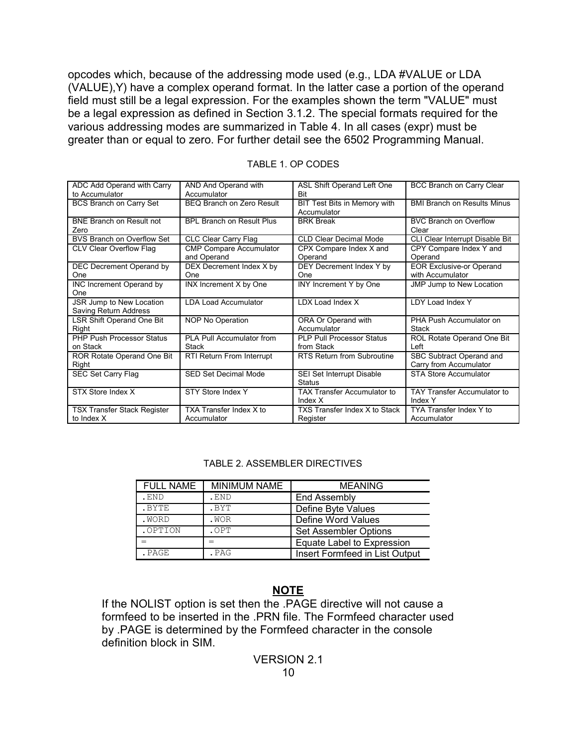opcodes which, because of the addressing mode used (e.g., LDA #VALUE or LDA (VALUE),Y) have a complex operand format. In the latter case a portion of the operand field must still be a legal expression. For the examples shown the term "VALUE" must be a legal expression as defined in Section 3.1.2. The special formats required for the various addressing modes are summarized in Table 4. In all cases (expr) must be greater than or equal to zero. For further detail see the 6502 Programming Manual.

TABLE 1. OP CODES

| | | | |
|---|---|---|---|
| ADC Add Operand with Carry to Accumulator | AND And Operand with Accumulator | ASL Shift Operand Left One Bit | BCC Branch on Carry Clear |
| BCS Branch on Carry Set | BEQ Branch on Zero Result | BIT Test Bits in Memory with Accumulator | BMI Branch on Results Minus |
| BNE Branch on Result not Zero | BPL Branch on Result Plus | BRK Break | BVC Branch on Overflow Clear |
| BVS Branch on Overflow Set | CLC Clear Carry Flag | CLD Clear Decimal Mode | CLI Clear Interrupt Disable Bit |
| CLV Clear Overflow Flag | CMP Compare Accumulator and Operand | CPX Compare Index X and Operand | CPY Compare Index Y and Operand |
| DEC Decrement Operand by One | DEX Decrement Index X by One | DEY Decrement Index Y by One | EOR Exclusive-or Operand with Accumulator |
| INC Increment Operand by One | INX Increment X by One | INY Increment Y by One | JMP Jump to New Location |
| JSR Jump to New Location Saving Return Address | LDA Load Accumulator | LDX Load Index X | LDY Load Index Y |
| LSR Shift Operand One Bit Right | NOP No Operation | ORA Or Operand with Accumulator | PHA Push Accumulator on Stack |
| PHP Push Processor Status on Stack | PLA Pull Accumulator from Stack | PLP Pull Processor Status from Stack | ROL Rotate Operand One Bit Left |
| ROR Rotate Operand One Bit Right | RTI Return From Interrupt | RTS Return from Subroutine | SBC Subtract Operand and Carry from Accumulator |
| SEC Set Carry Flag | SED Set Decimal Mode | SEI Set Interrupt Disable Status | STA Store Accumulator |
| STX Store Index X | STY Store Index Y | TAX Transfer Accumulator to Index X | TAY Transfer Accumulator to Index Y |
| TSX Transfer Stack Register to Index X | TXA Transfer Index X to Accumulator | TXS Transfer Index X to Stack Register | TYA Transfer Index Y to Accumulator |

TABLE 2. ASSEMBLER DIRECTIVES

| FULL NAME | MINIMUM NAME | MEANING |
|---|---|---|
| .END | .END | End Assembly |
| .BYTE | .BYT | Define Byte Values |
| .WORD | .WOR | Define Word Values |
| .OPTION | .OPT | Set Assembler Options |
| = | = | Equate Label to Expression |
| .PAGE | .PAG | Insert Formfeed in List Output |

**NOTE**

If the NOLIST option is set then the .PAGE directive will not cause a formfeed to be inserted in the .PRN file. The Formfeed character used by .PAGE is determined by the Formfeed character in the console definition block in SIM.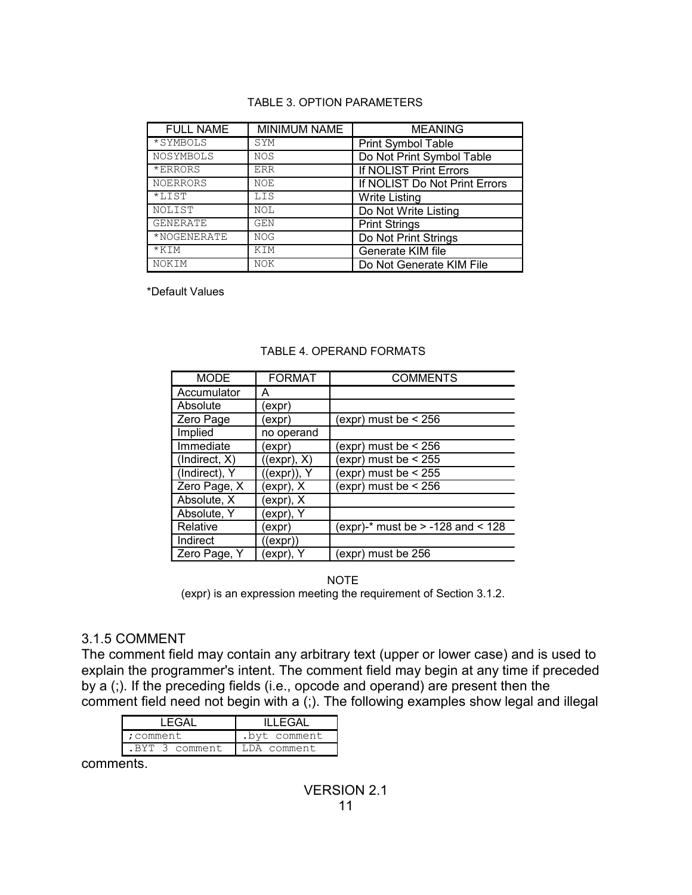TABLE 3. OPTION PARAMETERS

| FULL NAME | MINIMUM NAME | MEANING |
|---|---|---|
| *SYMBOLS | SYM | Print Symbol Table |
| NOSYMBOLS | NOS | Do Not Print Symbol Table |
| *ERRORS | ERR | If NOLIST Print Errors |
| NOERRORS | NOE | If NOLIST Do Not Print Errors |
| *LIST | LIS | Write Listing |
| NOLIST | NOL | Do Not Write Listing |
| GENERATE | GEN | Print Strings |
| *NOGENERATE | NOG | Do Not Print Strings |
| *KIM | KIM | Generate KIM file |
| NOKIM | NOK | Do Not Generate KIM File |

*Default Values

TABLE 4. OPERAND FORMATS

| MODE | FORMAT | COMMENTS |
|---|---|---|
| Accumulator | A | |
| Absolute | (expr) | |
| Zero Page | (expr) | (expr) must be < 256 |
| Implied | no operand | |
| Immediate | (expr) | (expr) must be < 256 |
| (Indirect, X) | ((expr), X) | (expr) must be < 255 |
| (Indirect), Y | ((expr)), Y | (expr) must be < 255 |
| Zero Page, X | (expr), X | (expr) must be < 256 |
| Absolute, X | (expr), X | |
| Absolute, Y | (expr), Y | |
| Relative | (expr) | (expr)-* must be > -128 and < 128 |
| Indirect | ((expr)) | |
| Zero Page, Y | (expr), Y | (expr) must be 256 |

NOTE
(expr) is an expression meeting the requirement of Section 3.1.2.

### 3.1.5 COMMENT

The comment field may contain any arbitrary text (upper or lower case) and is used to explain the programmer's intent. The comment field may begin at any time if preceded by a (;). If the preceding fields (i.e., opcode and operand) are present then the comment field need not begin with a (;). The following examples show legal and illegal comments.

| LEGAL | ILLEGAL |
|---|---|
| ;comment | .byt comment |
| .BYT 3 comment | LDA comment |

VERSION 2.1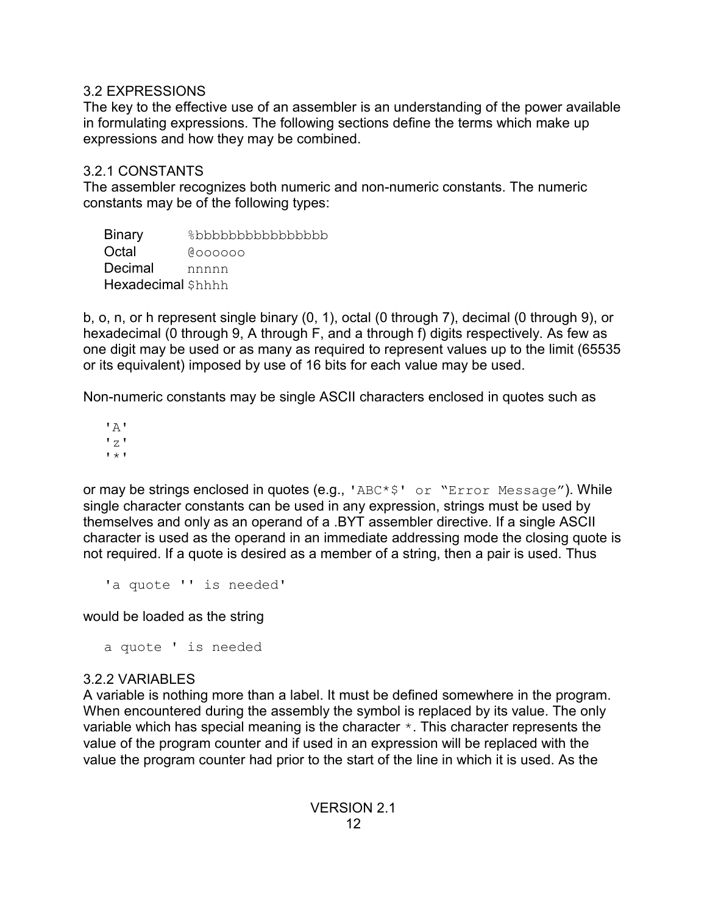### 3.2 EXPRESSIONS

The key to the effective use of an assembler is an understanding of the power available in formulating expressions. The following sections define the terms which make up expressions and how they may be combined.

### 3.2.1 CONSTANTS

The assembler recognizes both numeric and non-numeric constants. The numeric constants may be of the following types:

```
Binary      %bbbbbbbbbbbbbbbb
Octal       @oooooo
Decimal     nnnnn
Hexadecimal $hhhh
```

b, o, n, or h represent single binary (0, 1), octal (0 through 7), decimal (0 through 9), or hexadecimal (0 through 9, A through F, and a through f) digits respectively. As few as one digit may be used or as many as required to represent values up to the limit (65535 or its equivalent) imposed by use of 16 bits for each value may be used.

Non-numeric constants may be single ASCII characters enclosed in quotes such as

```
'A'
'z'
'*'
```

or may be strings enclosed in quotes (e.g., `'ABC*$' or "Error Message"`). While single character constants can be used in any expression, strings must be used by themselves and only as an operand of a .BYT assembler directive. If a single ASCII character is used as the operand in an immediate addressing mode the closing quote is not required. If a quote is desired as a member of a string, then a pair is used. Thus

```
'a quote '' is needed'
```

would be loaded as the string

```
a quote ' is needed
```

### 3.2.2 VARIABLES

A variable is nothing more than a label. It must be defined somewhere in the program. When encountered during the assembly the symbol is replaced by its value. The only variable which has special meaning is the character `*`. This character represents the value of the program counter and if used in an expression will be replaced with the value the program counter had prior to the start of the line in which it is used. As the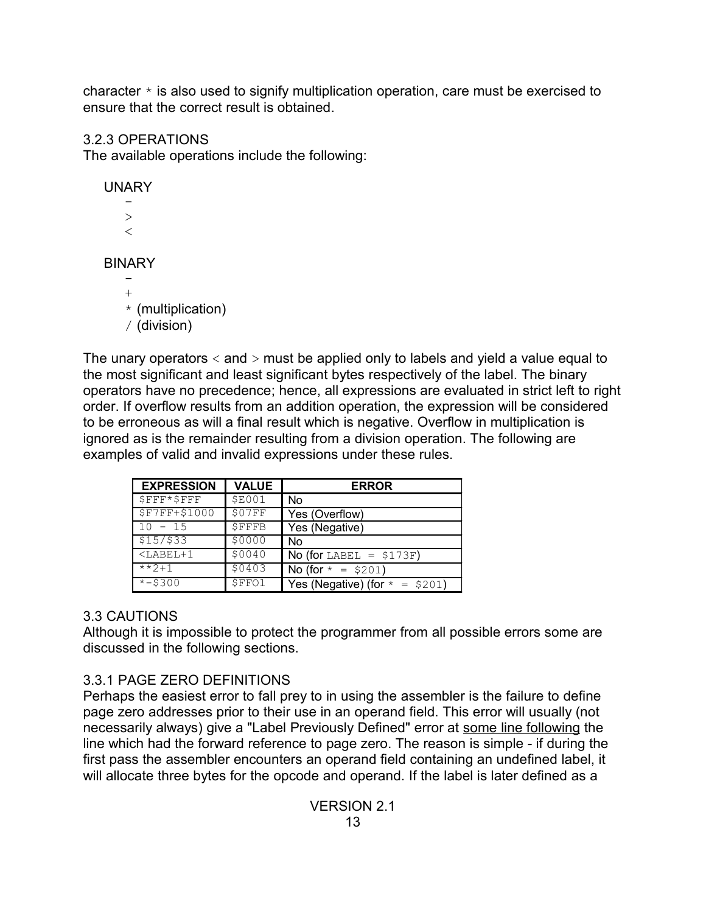character * is also used to signify multiplication operation, care must be exercised to ensure that the correct result is obtained.

### 3.2.3 OPERATIONS

The available operations include the following:

UNARY

- -
- >
- <

BINARY

- -
- +
- * (multiplication)
- / (division)

The unary operators < and > must be applied only to labels and yield a value equal to the most significant and least significant bytes respectively of the label. The binary operators have no precedence; hence, all expressions are evaluated in strict left to right order. If overflow results from an addition operation, the expression will be considered to be erroneous as will a final result which is negative. Overflow in multiplication is ignored as is the remainder resulting from a division operation. The following are examples of valid and invalid expressions under these rules.

| EXPRESSION | VALUE | ERROR |
|---|---|---|
| `$FFF*$FFF` | `$E001` | No |
| `$F7FF+$1000` | `$07FF` | Yes (Overflow) |
| `10 - 15` | `$FFFB` | Yes (Negative) |
| `$15/$33` | `$0000` | No |
| `<LABEL+1` | `$0040` | No (for `LABEL = $173F`) |
| `**2+1` | `$0403` | No (for `* = $201`) |
| `*-$300` | `$FFO1` | Yes (Negative) (for `* = $201`) |

## 3.3 CAUTIONS

Although it is impossible to protect the programmer from all possible errors some are discussed in the following sections.

### 3.3.1 PAGE ZERO DEFINITIONS

Perhaps the easiest error to fall prey to in using the assembler is the failure to define page zero addresses prior to their use in an operand field. This error will usually (not necessarily always) give a "Label Previously Defined" error at <u>some line following</u> the line which had the forward reference to page zero. The reason is simple - if during the first pass the assembler encounters an operand field containing an undefined label, it will allocate three bytes for the opcode and operand. If the label is later defined as a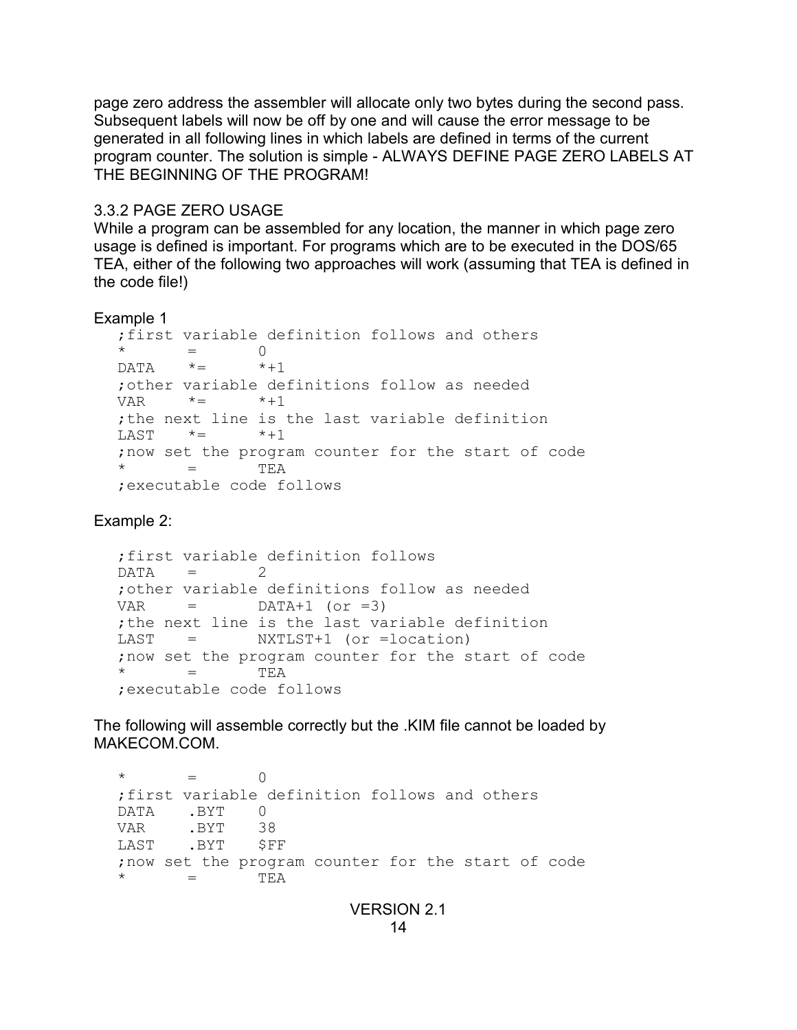page zero address the assembler will allocate only two bytes during the second pass. Subsequent labels will now be off by one and will cause the error message to be generated in all following lines in which labels are defined in terms of the current program counter. The solution is simple - ALWAYS DEFINE PAGE ZERO LABELS AT THE BEGINNING OF THE PROGRAM!

### 3.3.2 PAGE ZERO USAGE

While a program can be assembled for any location, the manner in which page zero usage is defined is important. For programs which are to be executed in the DOS/65 TEA, either of the following two approaches will work (assuming that TEA is defined in the code file!)

Example 1

```
;first variable definition follows and others
*       =       0
DATA    *=      *+1
;other variable definitions follow as needed
VAR     *=      *+1
;the next line is the last variable definition
LAST    *=      *+1
;now set the program counter for the start of code
*       =       TEA
;executable code follows
```

Example 2:

```
;first variable definition follows
DATA    =       2
;other variable definitions follow as needed
VAR     =       DATA+1 (or =3)
;the next line is the last variable definition
LAST    =       NXTLST+1 (or =location)
;now set the program counter for the start of code
*       =       TEA
;executable code follows
```

The following will assemble correctly but the .KIM file cannot be loaded by MAKECOM.COM.

```
*       =       0
;first variable definition follows and others
DATA    .BYT    0
VAR     .BYT    38
LAST    .BYT    $FF
;now set the program counter for the start of code
*       =       TEA
```

VERSION 2.1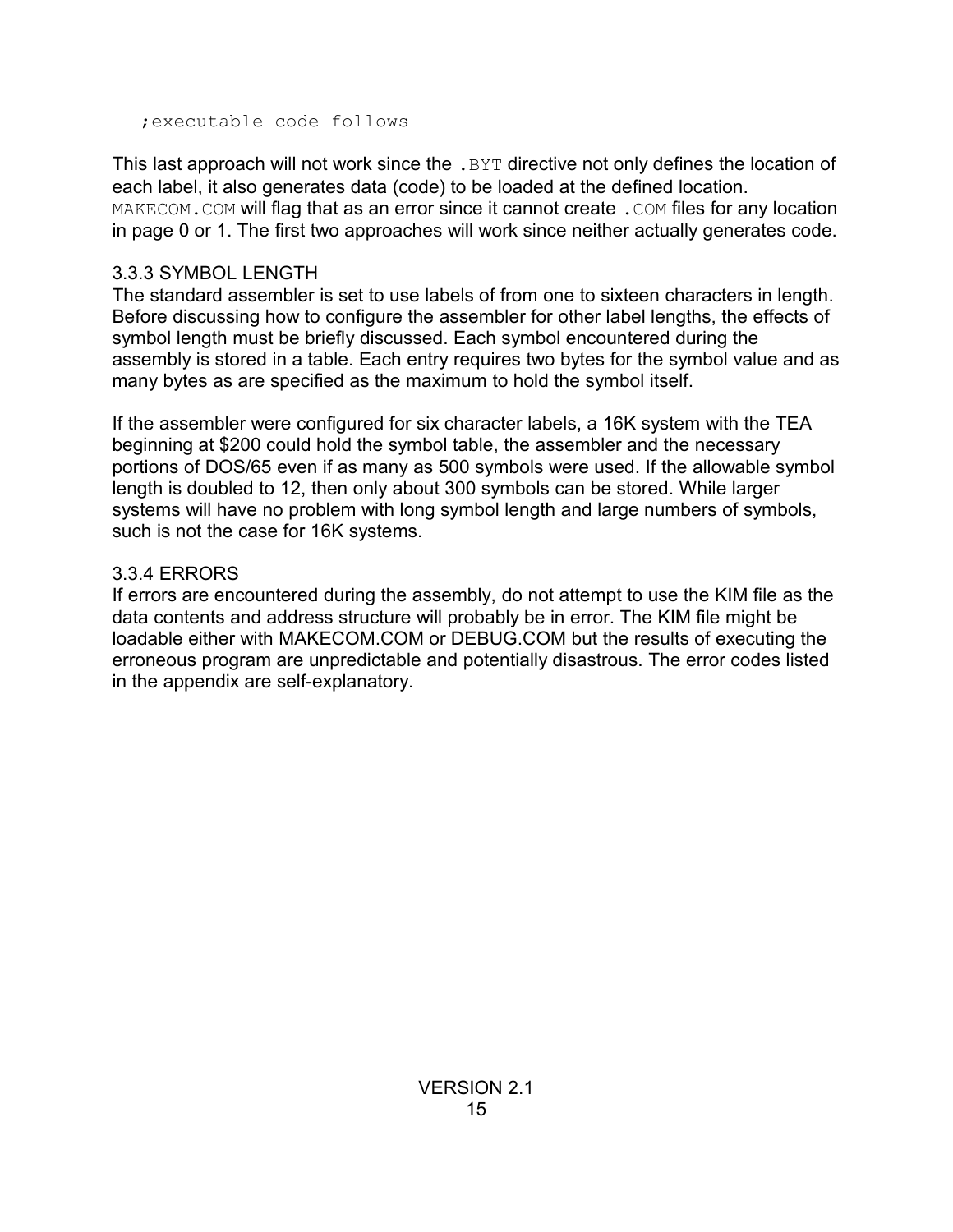```
;executable code follows
```

This last approach will not work since the `.BYT` directive not only defines the location of each label, it also generates data (code) to be loaded at the defined location. `MAKECOM.COM` will flag that as an error since it cannot create `.COM` files for any location in page 0 or 1. The first two approaches will work since neither actually generates code.

### 3.3.3 SYMBOL LENGTH

The standard assembler is set to use labels of from one to sixteen characters in length. Before discussing how to configure the assembler for other label lengths, the effects of symbol length must be briefly discussed. Each symbol encountered during the assembly is stored in a table. Each entry requires two bytes for the symbol value and as many bytes as are specified as the maximum to hold the symbol itself.

If the assembler were configured for six character labels, a 16K system with the TEA beginning at $200 could hold the symbol table, the assembler and the necessary portions of DOS/65 even if as many as 500 symbols were used. If the allowable symbol length is doubled to 12, then only about 300 symbols can be stored. While larger systems will have no problem with long symbol length and large numbers of symbols, such is not the case for 16K systems.

### 3.3.4 ERRORS

If errors are encountered during the assembly, do not attempt to use the KIM file as the data contents and address structure will probably be in error. The KIM file might be loadable either with MAKECOM.COM or DEBUG.COM but the results of executing the erroneous program are unpredictable and potentially disastrous. The error codes listed in the appendix are self-explanatory.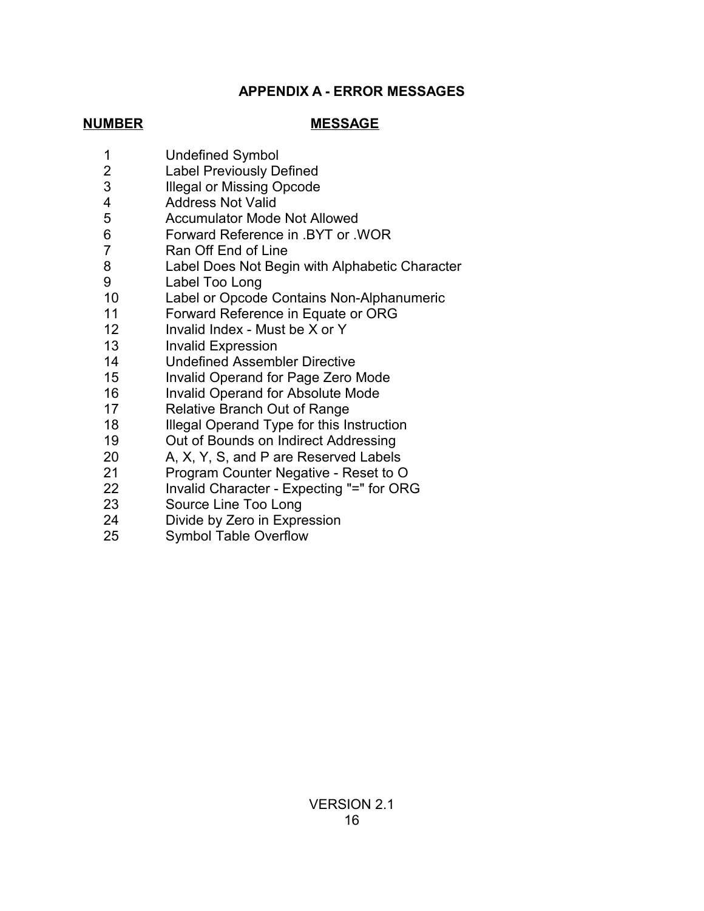## APPENDIX A - ERROR MESSAGES

| NUMBER | MESSAGE |
|---|---|
| 1 | Undefined Symbol |
| 2 | Label Previously Defined |
| 3 | Illegal or Missing Opcode |
| 4 | Address Not Valid |
| 5 | Accumulator Mode Not Allowed |
| 6 | Forward Reference in .BYT or .WOR |
| 7 | Ran Off End of Line |
| 8 | Label Does Not Begin with Alphabetic Character |
| 9 | Label Too Long |
| 10 | Label or Opcode Contains Non-Alphanumeric |
| 11 | Forward Reference in Equate or ORG |
| 12 | Invalid Index - Must be X or Y |
| 13 | Invalid Expression |
| 14 | Undefined Assembler Directive |
| 15 | Invalid Operand for Page Zero Mode |
| 16 | Invalid Operand for Absolute Mode |
| 17 | Relative Branch Out of Range |
| 18 | Illegal Operand Type for this Instruction |
| 19 | Out of Bounds on Indirect Addressing |
| 20 | A, X, Y, S, and P are Reserved Labels |
| 21 | Program Counter Negative - Reset to O |
| 22 | Invalid Character - Expecting "=" for ORG |
| 23 | Source Line Too Long |
| 24 | Divide by Zero in Expression |
| 25 | Symbol Table Overflow |

VERSION 2.1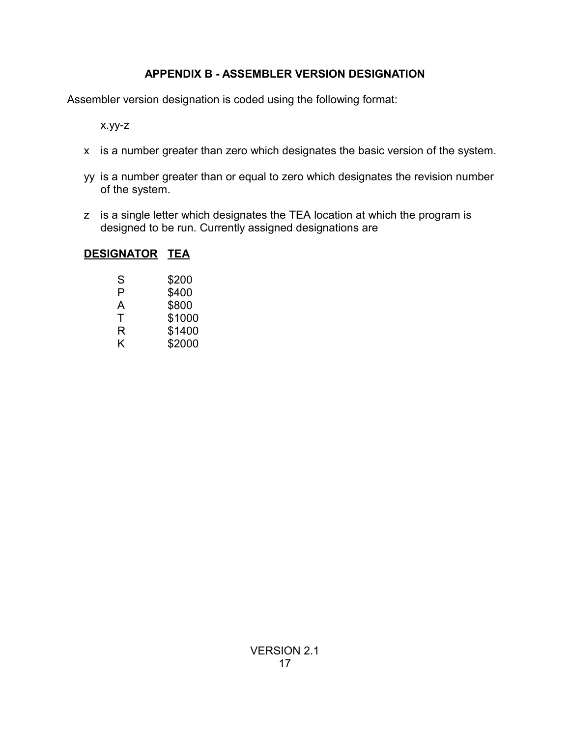## APPENDIX B - ASSEMBLER VERSION DESIGNATION

Assembler version designation is coded using the following format:

x.yy-z

- x is a number greater than zero which designates the basic version of the system.
- yy is a number greater than or equal to zero which designates the revision number of the system.
- z is a single letter which designates the TEA location at which the program is designed to be run. Currently assigned designations are

| **DESIGNATOR** | **TEA** |
|---|---|
| S | $200 |
| P | $400 |
| A | $800 |
| T | $1000 |
| R | $1400 |
| K | $2000 |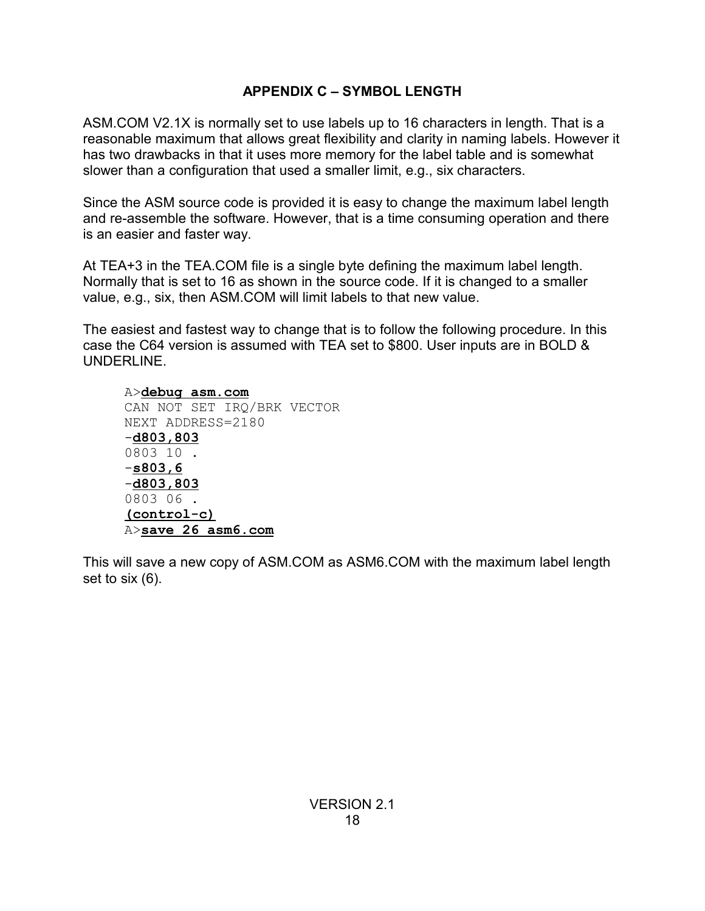# APPENDIX C – SYMBOL LENGTH

ASM.COM V2.1X is normally set to use labels up to 16 characters in length. That is a reasonable maximum that allows great flexibility and clarity in naming labels. However it has two drawbacks in that it uses more memory for the label table and is somewhat slower than a configuration that used a smaller limit, e.g., six characters.

Since the ASM source code is provided it is easy to change the maximum label length and re-assemble the software. However, that is a time consuming operation and there is an easier and faster way.

At TEA+3 in the TEA.COM file is a single byte defining the maximum label length. Normally that is set to 16 as shown in the source code. If it is changed to a smaller value, e.g., six, then ASM.COM will limit labels to that new value.

The easiest and fastest way to change that is to follow the following procedure. In this case the C64 version is assumed with TEA set to $800. User inputs are in BOLD & UNDERLINE.

```
A>debug asm.com
CAN NOT SET IRQ/BRK VECTOR
NEXT ADDRESS=2180
-d803,803
0803 10 .
-s803,6
-d803,803
0803 06 .
(control-c)
A>save 26 asm6.com
```

This will save a new copy of ASM.COM as ASM6.COM with the maximum label length set to six (6).